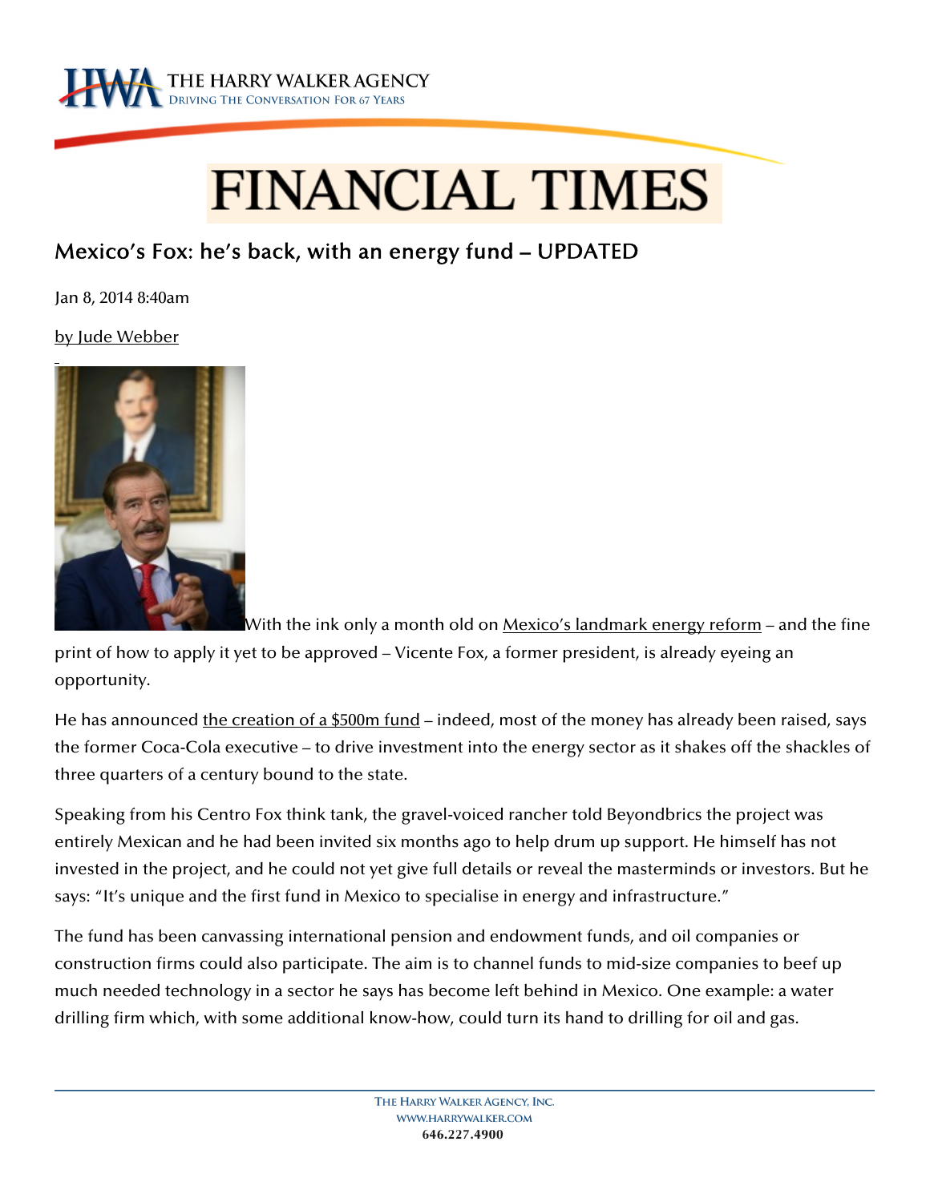# FINANCIAL TIMES

## Mexico's Fox: he's back, with an energy fund – UPDATED

Jan 8, 2014 8:40am

by Jude Webber

With the ink only a month old on Mexico's landmark energy reform – and the fine print of how to apply it yet to be approved – Vicente Fox, a former president, is already eyeing an opportunity.

He has announced the creation of a $500m fund – indeed, most of the money has already been raised, says the former Coca-Cola executive – to drive investment into the energy sector as it shakes off the shackles of three quarters of a century bound to the state.

Speaking from his Centro Fox think tank, the gravel-voiced rancher told Beyondbrics the project was entirely Mexican and he had been invited six months ago to help drum up support. He himself has not invested in the project, and he could not yet give full details or reveal the masterminds or investors. But he says: "It's unique and the first fund in Mexico to specialise in energy and infrastructure."

The fund has been canvassing international pension and endowment funds, and oil companies or construction firms could also participate. The aim is to channel funds to mid-size companies to beef up much needed technology in a sector he says has become left behind in Mexico. One example: a water drilling firm which, with some additional know-how, could turn its hand to drilling for oil and gas.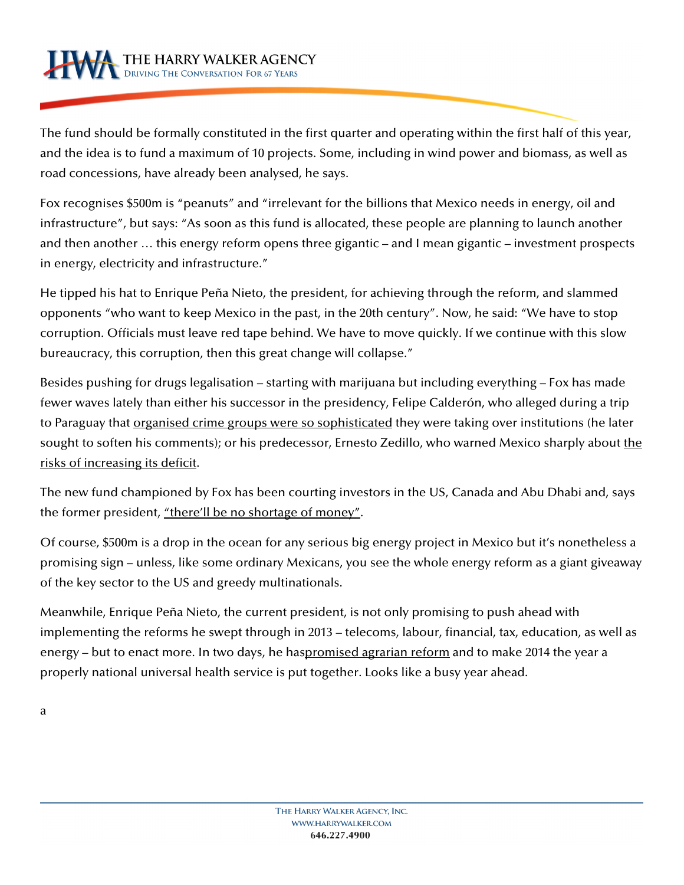The fund should be formally constituted in the first quarter and operating within the first half of this year, and the idea is to fund a maximum of 10 projects. Some, including in wind power and biomass, as well as road concessions, have already been analysed, he says.

Fox recognises $500m is "peanuts" and "irrelevant for the billions that Mexico needs in energy, oil and infrastructure", but says: "As soon as this fund is allocated, these people are planning to launch another and then another … this energy reform opens three gigantic – and I mean gigantic – investment prospects in energy, electricity and infrastructure."

He tipped his hat to Enrique Peña Nieto, the president, for achieving through the reform, and slammed opponents "who want to keep Mexico in the past, in the 20th century". Now, he said: "We have to stop corruption. Officials must leave red tape behind. We have to move quickly. If we continue with this slow bureaucracy, this corruption, then this great change will collapse."

Besides pushing for drugs legalisation – starting with marijuana but including everything – Fox has made fewer waves lately than either his successor in the presidency, Felipe Calderón, who alleged during a trip to Paraguay that organised crime groups were so sophisticated they were taking over institutions (he later sought to soften his comments); or his predecessor, Ernesto Zedillo, who warned Mexico sharply about the risks of increasing its deficit.

The new fund championed by Fox has been courting investors in the US, Canada and Abu Dhabi and, says the former president, "there'll be no shortage of money".

Of course, $500m is a drop in the ocean for any serious big energy project in Mexico but it's nonetheless a promising sign – unless, like some ordinary Mexicans, you see the whole energy reform as a giant giveaway of the key sector to the US and greedy multinationals.

Meanwhile, Enrique Peña Nieto, the current president, is not only promising to push ahead with implementing the reforms he swept through in 2013 – telecoms, labour, financial, tax, education, as well as energy – but to enact more. In two days, he haspromised agrarian reform and to make 2014 the year a properly national universal health service is put together. Looks like a busy year ahead.

a